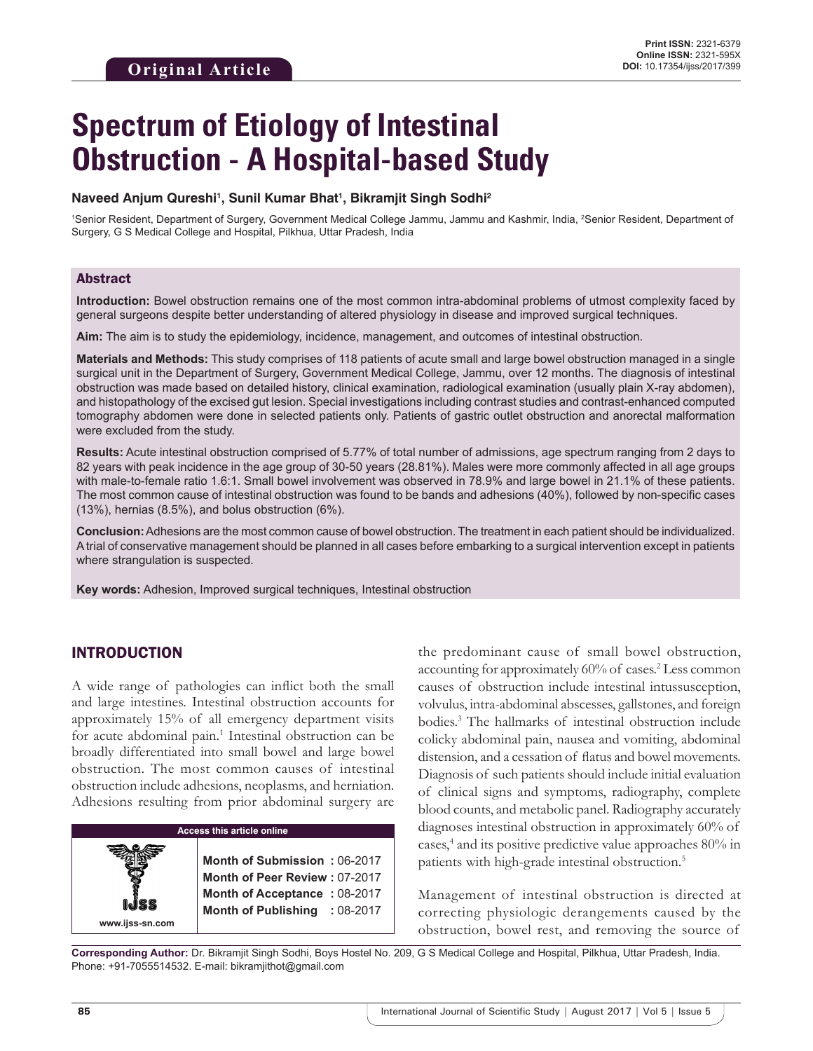Original Article

# Spectrum of Etiology of Intestinal Obstruction - A Hospital-based Study

**Naveed Anjum Qureshi[1], Sunil Kumar Bhat[1], Bikramjit Singh Sodhi[2]**

[1]Senior Resident, Department of Surgery, Government Medical College Jammu, Jammu and Kashmir, India, [2]Senior Resident, Department of Surgery, G S Medical College and Hospital, Pilkhua, Uttar Pradesh, India

## Abstract

**Introduction:** Bowel obstruction remains one of the most common intra-abdominal problems of utmost complexity faced by general surgeons despite better understanding of altered physiology in disease and improved surgical techniques.

**Aim:** The aim is to study the epidemiology, incidence, management, and outcomes of intestinal obstruction.

**Materials and Methods:** This study comprises of 118 patients of acute small and large bowel obstruction managed in a single surgical unit in the Department of Surgery, Government Medical College, Jammu, over 12 months. The diagnosis of intestinal obstruction was made based on detailed history, clinical examination, radiological examination (usually plain X-ray abdomen), and histopathology of the excised gut lesion. Special investigations including contrast studies and contrast-enhanced computed tomography abdomen were done in selected patients only. Patients of gastric outlet obstruction and anorectal malformation were excluded from the study.

**Results:** Acute intestinal obstruction comprised of 5.77% of total number of admissions, age spectrum ranging from 2 days to 82 years with peak incidence in the age group of 30-50 years (28.81%). Males were more commonly affected in all age groups with male-to-female ratio 1.6:1. Small bowel involvement was observed in 78.9% and large bowel in 21.1% of these patients. The most common cause of intestinal obstruction was found to be bands and adhesions (40%), followed by non-specific cases (13%), hernias (8.5%), and bolus obstruction (6%).

**Conclusion:** Adhesions are the most common cause of bowel obstruction. The treatment in each patient should be individualized. A trial of conservative management should be planned in all cases before embarking to a surgical intervention except in patients where strangulation is suspected.

**Key words:** Adhesion, Improved surgical techniques, Intestinal obstruction

## INTRODUCTION

A wide range of pathologies can inflict both the small and large intestines. Intestinal obstruction accounts for approximately 15% of all emergency department visits for acute abdominal pain.[1] Intestinal obstruction can be broadly differentiated into small bowel and large bowel obstruction. The most common causes of intestinal obstruction include adhesions, neoplasms, and herniation. Adhesions resulting from prior abdominal surgery are the predominant cause of small bowel obstruction, accounting for approximately 60% of cases.[2] Less common causes of obstruction include intestinal intussusception, volvulus, intra-abdominal abscesses, gallstones, and foreign bodies.[3] The hallmarks of intestinal obstruction include colicky abdominal pain, nausea and vomiting, abdominal distension, and a cessation of flatus and bowel movements. Diagnosis of such patients should include initial evaluation of clinical signs and symptoms, radiography, complete blood counts, and metabolic panel. Radiography accurately diagnoses intestinal obstruction in approximately 60% of cases,[4] and its positive predictive value approaches 80% in patients with high-grade intestinal obstruction.[5]

Management of intestinal obstruction is directed at correcting physiologic derangements caused by the obstruction, bowel rest, and removing the source of

| Access this article online | |
|---|---|
| www.ijss-sn.com | **Month of Submission :** 06-2017<br>**Month of Peer Review :** 07-2017<br>**Month of Acceptance :** 08-2017<br>**Month of Publishing :** 08-2017 |

**Corresponding Author:** Dr. Bikramjit Singh Sodhi, Boys Hostel No. 209, G S Medical College and Hospital, Pilkhua, Uttar Pradesh, India. Phone: +91-7055514532. E-mail: bikramjithot@gmail.com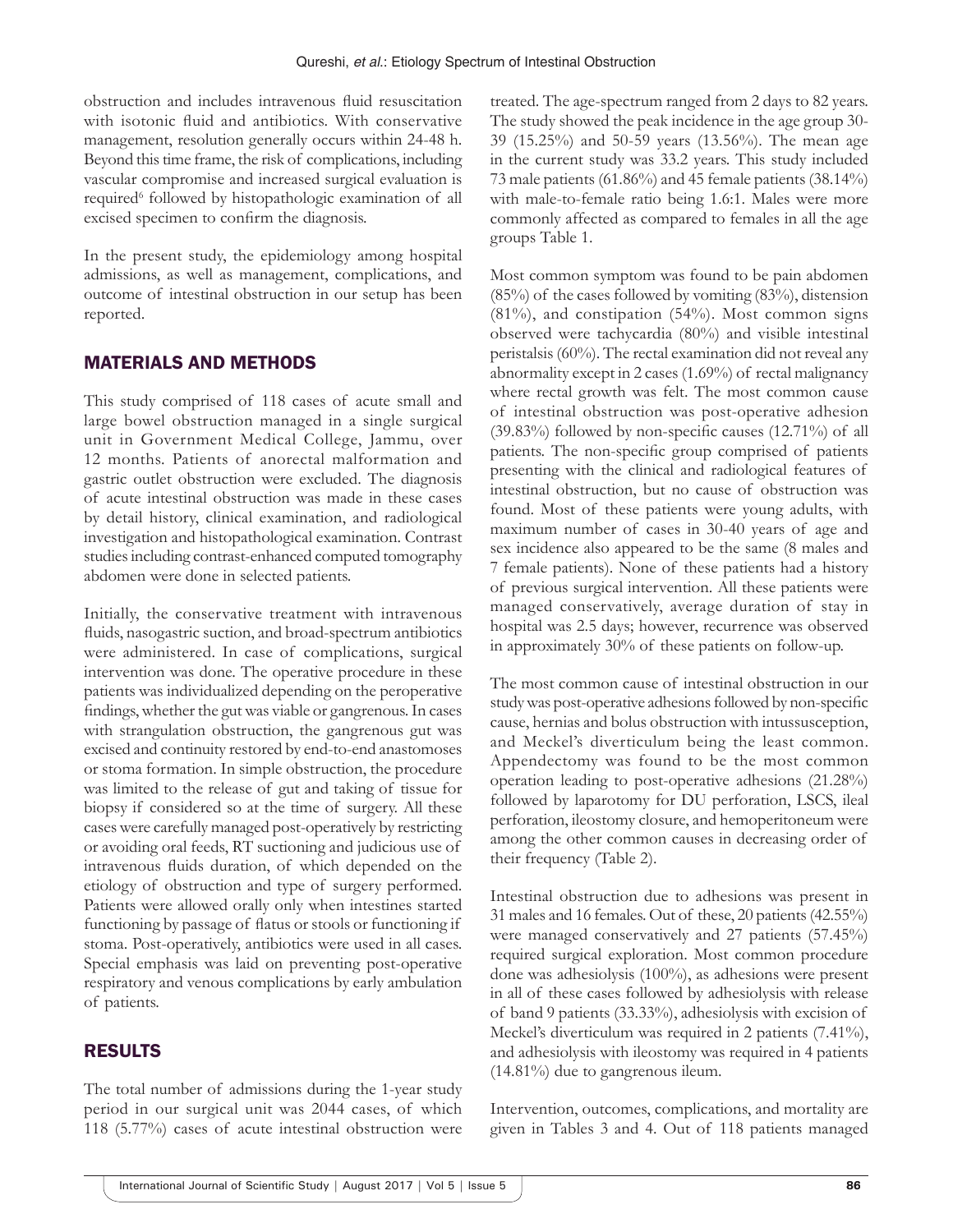obstruction and includes intravenous fluid resuscitation with isotonic fluid and antibiotics. With conservative management, resolution generally occurs within 24-48 h. Beyond this time frame, the risk of complications, including vascular compromise and increased surgical evaluation is required[6] followed by histopathologic examination of all excised specimen to confirm the diagnosis.

In the present study, the epidemiology among hospital admissions, as well as management, complications, and outcome of intestinal obstruction in our setup has been reported.

## MATERIALS AND METHODS

This study comprised of 118 cases of acute small and large bowel obstruction managed in a single surgical unit in Government Medical College, Jammu, over 12 months. Patients of anorectal malformation and gastric outlet obstruction were excluded. The diagnosis of acute intestinal obstruction was made in these cases by detail history, clinical examination, and radiological investigation and histopathological examination. Contrast studies including contrast-enhanced computed tomography abdomen were done in selected patients.

Initially, the conservative treatment with intravenous fluids, nasogastric suction, and broad-spectrum antibiotics were administered. In case of complications, surgical intervention was done. The operative procedure in these patients was individualized depending on the peroperative findings, whether the gut was viable or gangrenous. In cases with strangulation obstruction, the gangrenous gut was excised and continuity restored by end-to-end anastomoses or stoma formation. In simple obstruction, the procedure was limited to the release of gut and taking of tissue for biopsy if considered so at the time of surgery. All these cases were carefully managed post-operatively by restricting or avoiding oral feeds, RT suctioning and judicious use of intravenous fluids duration, of which depended on the etiology of obstruction and type of surgery performed. Patients were allowed orally only when intestines started functioning by passage of flatus or stools or functioning if stoma. Post-operatively, antibiotics were used in all cases. Special emphasis was laid on preventing post-operative respiratory and venous complications by early ambulation of patients.

## RESULTS

The total number of admissions during the 1-year study period in our surgical unit was 2044 cases, of which 118 (5.77%) cases of acute intestinal obstruction were treated. The age-spectrum ranged from 2 days to 82 years. The study showed the peak incidence in the age group 30-39 (15.25%) and 50-59 years (13.56%). The mean age in the current study was 33.2 years. This study included 73 male patients (61.86%) and 45 female patients (38.14%) with male-to-female ratio being 1.6:1. Males were more commonly affected as compared to females in all the age groups Table 1.

Most common symptom was found to be pain abdomen (85%) of the cases followed by vomiting (83%), distension (81%), and constipation (54%). Most common signs observed were tachycardia (80%) and visible intestinal peristalsis (60%). The rectal examination did not reveal any abnormality except in 2 cases (1.69%) of rectal malignancy where rectal growth was felt. The most common cause of intestinal obstruction was post-operative adhesion (39.83%) followed by non-specific causes (12.71%) of all patients. The non-specific group comprised of patients presenting with the clinical and radiological features of intestinal obstruction, but no cause of obstruction was found. Most of these patients were young adults, with maximum number of cases in 30-40 years of age and sex incidence also appeared to be the same (8 males and 7 female patients). None of these patients had a history of previous surgical intervention. All these patients were managed conservatively, average duration of stay in hospital was 2.5 days; however, recurrence was observed in approximately 30% of these patients on follow-up.

The most common cause of intestinal obstruction in our study was post-operative adhesions followed by non-specific cause, hernias and bolus obstruction with intussusception, and Meckel's diverticulum being the least common. Appendectomy was found to be the most common operation leading to post-operative adhesions (21.28%) followed by laparotomy for DU perforation, LSCS, ileal perforation, ileostomy closure, and hemoperitoneum were among the other common causes in decreasing order of their frequency (Table 2).

Intestinal obstruction due to adhesions was present in 31 males and 16 females. Out of these, 20 patients (42.55%) were managed conservatively and 27 patients (57.45%) required surgical exploration. Most common procedure done was adhesiolysis (100%), as adhesions were present in all of these cases followed by adhesiolysis with release of band 9 patients (33.33%), adhesiolysis with excision of Meckel's diverticulum was required in 2 patients (7.41%), and adhesiolysis with ileostomy was required in 4 patients (14.81%) due to gangrenous ileum.

Intervention, outcomes, complications, and mortality are given in Tables 3 and 4. Out of 118 patients managed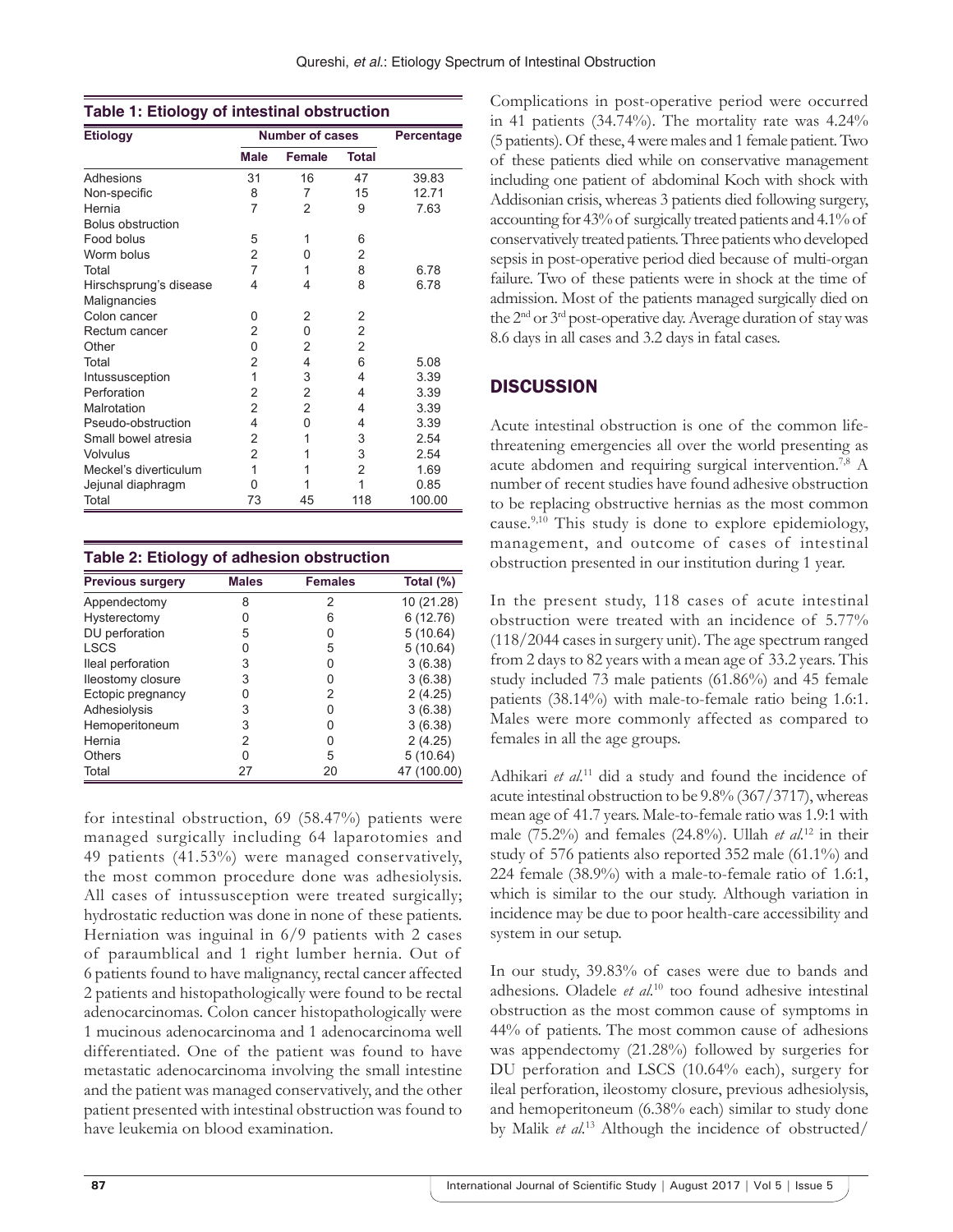**Table 1: Etiology of intestinal obstruction**

| Etiology | Number of cases | | | Percentage |
|---|---|---|---|---|
| | Male | Female | Total | |
| Adhesions | 31 | 16 | 47 | 39.83 |
| Non-specific | 8 | 7 | 15 | 12.71 |
| Hernia | 7 | 2 | 9 | 7.63 |
| Bolus obstruction | | | | |
| Food bolus | 5 | 1 | 6 | |
| Worm bolus | 2 | 0 | 2 | |
| Total | 7 | 1 | 8 | 6.78 |
| Hirschsprung's disease | 4 | 4 | 8 | 6.78 |
| Malignancies | | | | |
| Colon cancer | 0 | 2 | 2 | |
| Rectum cancer | 2 | 0 | 2 | |
| Other | 0 | 2 | 2 | |
| Total | 2 | 4 | 6 | 5.08 |
| Intussusception | 1 | 3 | 4 | 3.39 |
| Perforation | 2 | 2 | 4 | 3.39 |
| Malrotation | 2 | 2 | 4 | 3.39 |
| Pseudo-obstruction | 4 | 0 | 4 | 3.39 |
| Small bowel atresia | 2 | 1 | 3 | 2.54 |
| Volvulus | 2 | 1 | 3 | 2.54 |
| Meckel's diverticulum | 1 | 1 | 2 | 1.69 |
| Jejunal diaphragm | 0 | 1 | 1 | 0.85 |
| Total | 73 | 45 | 118 | 100.00 |

**Table 2: Etiology of adhesion obstruction**

| Previous surgery | Males | Females | Total (%) |
|---|---|---|---|
| Appendectomy | 8 | 2 | 10 (21.28) |
| Hysterectomy | 0 | 6 | 6 (12.76) |
| DU perforation | 5 | 0 | 5 (10.64) |
| LSCS | 0 | 5 | 5 (10.64) |
| Ileal perforation | 3 | 0 | 3 (6.38) |
| Ileostomy closure | 3 | 0 | 3 (6.38) |
| Ectopic pregnancy | 0 | 2 | 2 (4.25) |
| Adhesiolysis | 3 | 0 | 3 (6.38) |
| Hemoperitoneum | 3 | 0 | 3 (6.38) |
| Hernia | 2 | 0 | 2 (4.25) |
| Others | 0 | 5 | 5 (10.64) |
| Total | 27 | 20 | 47 (100.00) |

for intestinal obstruction, 69 (58.47%) patients were managed surgically including 64 laparotomies and 49 patients (41.53%) were managed conservatively, the most common procedure done was adhesiolysis. All cases of intussusception were treated surgically; hydrostatic reduction was done in none of these patients. Herniation was inguinal in 6/9 patients with 2 cases of paraumblical and 1 right lumber hernia. Out of 6 patients found to have malignancy, rectal cancer affected 2 patients and histopathologically were found to be rectal adenocarcinomas. Colon cancer histopathologically were 1 mucinous adenocarcinoma and 1 adenocarcinoma well differentiated. One of the patient was found to have metastatic adenocarcinoma involving the small intestine and the patient was managed conservatively, and the other patient presented with intestinal obstruction was found to have leukemia on blood examination.

Complications in post-operative period were occurred in 41 patients (34.74%). The mortality rate was 4.24% (5 patients). Of these, 4 were males and 1 female patient. Two of these patients died while on conservative management including one patient of abdominal Koch with shock with Addisonian crisis, whereas 3 patients died following surgery, accounting for 43% of surgically treated patients and 4.1% of conservatively treated patients. Three patients who developed sepsis in post-operative period died because of multi-organ failure. Two of these patients were in shock at the time of admission. Most of the patients managed surgically died on the 2nd or 3rd post-operative day. Average duration of stay was 8.6 days in all cases and 3.2 days in fatal cases.

## DISCUSSION

Acute intestinal obstruction is one of the common life-threatening emergencies all over the world presenting as acute abdomen and requiring surgical intervention.[7,8] A number of recent studies have found adhesive obstruction to be replacing obstructive hernias as the most common cause.[9,10] This study is done to explore epidemiology, management, and outcome of cases of intestinal obstruction presented in our institution during 1 year.

In the present study, 118 cases of acute intestinal obstruction were treated with an incidence of 5.77% (118/2044 cases in surgery unit). The age spectrum ranged from 2 days to 82 years with a mean age of 33.2 years. This study included 73 male patients (61.86%) and 45 female patients (38.14%) with male-to-female ratio being 1.6:1. Males were more commonly affected as compared to females in all the age groups.

Adhikari *et al.*[11] did a study and found the incidence of acute intestinal obstruction to be 9.8% (367/3717), whereas mean age of 41.7 years. Male-to-female ratio was 1.9:1 with male (75.2%) and females (24.8%). Ullah *et al.*[12] in their study of 576 patients also reported 352 male (61.1%) and 224 female (38.9%) with a male-to-female ratio of 1.6:1, which is similar to the our study. Although variation in incidence may be due to poor health-care accessibility and system in our setup.

In our study, 39.83% of cases were due to bands and adhesions. Oladele *et al.*[10] too found adhesive intestinal obstruction as the most common cause of symptoms in 44% of patients. The most common cause of adhesions was appendectomy (21.28%) followed by surgeries for DU perforation and LSCS (10.64% each), surgery for ileal perforation, ileostomy closure, previous adhesiolysis, and hemoperitoneum (6.38% each) similar to study done by Malik *et al.*[13] Although the incidence of obstructed/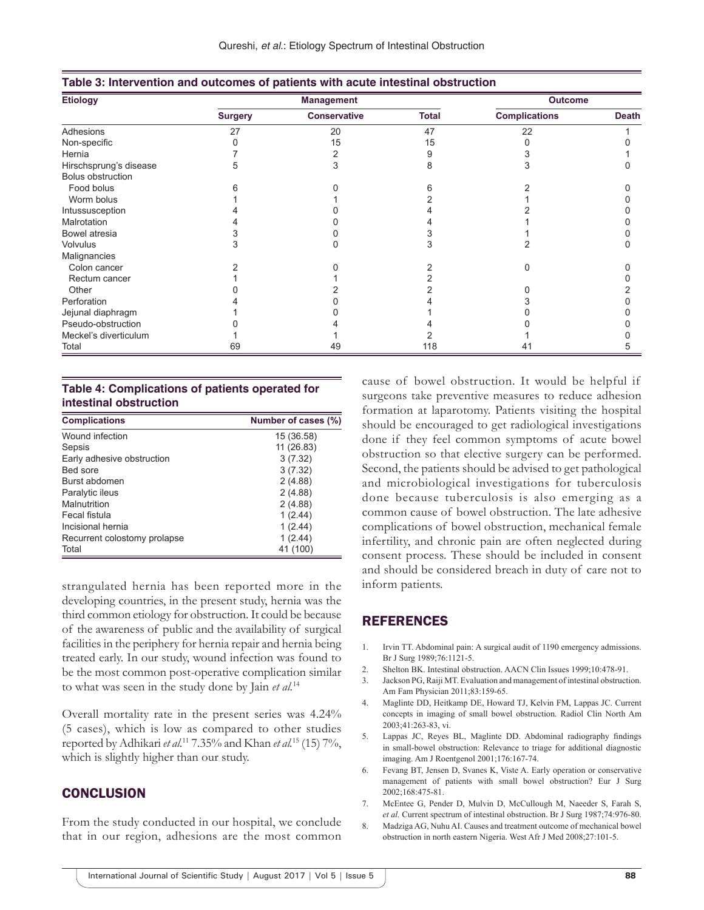**Table 3: Intervention and outcomes of patients with acute intestinal obstruction**

| Etiology | Management | | | Outcome | |
|---|---|---|---|---|---|
| | Surgery | Conservative | Total | Complications | Death |
| Adhesions | 27 | 20 | 47 | 22 | 1 |
| Non-specific | 0 | 15 | 15 | 0 | 0 |
| Hernia | 7 | 2 | 9 | 3 | 1 |
| Hirschsprung's disease | 5 | 3 | 8 | 3 | 0 |
| Bolus obstruction | | | | | |
| Food bolus | 6 | 0 | 6 | 2 | 0 |
| Worm bolus | 1 | 1 | 2 | 1 | 0 |
| Intussusception | 4 | 0 | 4 | 2 | 0 |
| Malrotation | 4 | 0 | 4 | 1 | 0 |
| Bowel atresia | 3 | 0 | 3 | 1 | 0 |
| Volvulus | 3 | 0 | 3 | 2 | 0 |
| Malignancies | | | | | |
| Colon cancer | 2 | 0 | 2 | 0 | 0 |
| Rectum cancer | 1 | 1 | 2 | | 0 |
| Other | 0 | 2 | 2 | 0 | 2 |
| Perforation | 4 | 0 | 4 | 3 | 0 |
| Jejunal diaphragm | 1 | 0 | 1 | 0 | 0 |
| Pseudo-obstruction | 0 | 4 | 4 | 0 | 0 |
| Meckel's diverticulum | 1 | 1 | 2 | 1 | 0 |
| Total | 69 | 49 | 118 | 41 | 5 |

**Table 4: Complications of patients operated for intestinal obstruction**

| Complications | Number of cases (%) |
|---|---|
| Wound infection | 15 (36.58) |
| Sepsis | 11 (26.83) |
| Early adhesive obstruction | 3 (7.32) |
| Bed sore | 3 (7.32) |
| Burst abdomen | 2 (4.88) |
| Paralytic ileus | 2 (4.88) |
| Malnutrition | 2 (4.88) |
| Fecal fistula | 1 (2.44) |
| Incisional hernia | 1 (2.44) |
| Recurrent colostomy prolapse | 1 (2.44) |
| Total | 41 (100) |

strangulated hernia has been reported more in the developing countries, in the present study, hernia was the third common etiology for obstruction. It could be because of the awareness of public and the availability of surgical facilities in the periphery for hernia repair and hernia being treated early. In our study, wound infection was found to be the most common post-operative complication similar to what was seen in the study done by Jain *et al*.[14]

Overall mortality rate in the present series was 4.24% (5 cases), which is low as compared to other studies reported by Adhikari *et al*.[11] 7.35% and Khan *et al*.[15] (15) 7%, which is slightly higher than our study.

## CONCLUSION

From the study conducted in our hospital, we conclude that in our region, adhesions are the most common cause of bowel obstruction. It would be helpful if surgeons take preventive measures to reduce adhesion formation at laparotomy. Patients visiting the hospital should be encouraged to get radiological investigations done if they feel common symptoms of acute bowel obstruction so that elective surgery can be performed. Second, the patients should be advised to get pathological and microbiological investigations for tuberculosis done because tuberculosis is also emerging as a common cause of bowel obstruction. The late adhesive complications of bowel obstruction, mechanical female infertility, and chronic pain are often neglected during consent process. These should be included in consent and should be considered breach in duty of care not to inform patients.

## REFERENCES

1. Irvin TT. Abdominal pain: A surgical audit of 1190 emergency admissions. Br J Surg 1989;76:1121-5.
2. Shelton BK. Intestinal obstruction. AACN Clin Issues 1999;10:478-91.
3. Jackson PG, Raiji MT. Evaluation and management of intestinal obstruction. Am Fam Physician 2011;83:159-65.
4. Maglinte DD, Heitkamp DE, Howard TJ, Kelvin FM, Lappas JC. Current concepts in imaging of small bowel obstruction. Radiol Clin North Am 2003;41:263-83, vi.
5. Lappas JC, Reyes BL, Maglinte DD. Abdominal radiography findings in small-bowel obstruction: Relevance to triage for additional diagnostic imaging. Am J Roentgenol 2001;176:167-74.
6. Fevang BT, Jensen D, Svanes K, Viste A. Early operation or conservative management of patients with small bowel obstruction? Eur J Surg 2002;168:475-81.
7. McEntee G, Pender D, Mulvin D, McCullough M, Naeeder S, Farah S, *et al.* Current spectrum of intestinal obstruction. Br J Surg 1987;74:976-80.
8. Madziga AG, Nuhu AI. Causes and treatment outcome of mechanical bowel obstruction in north eastern Nigeria. West Afr J Med 2008;27:101-5.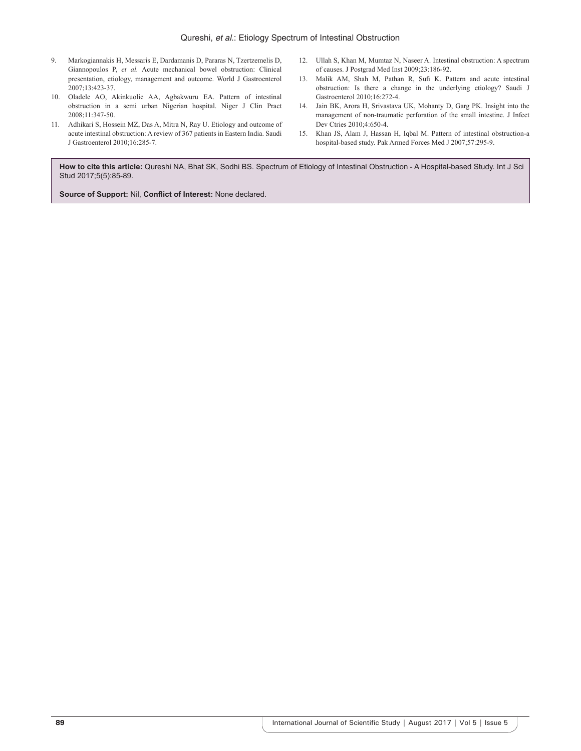9. Markogiannakis H, Messaris E, Dardamanis D, Pararas N, Tzertzemelis D, Giannopoulos P, *et al.* Acute mechanical bowel obstruction: Clinical presentation, etiology, management and outcome. World J Gastroenterol 2007;13:423-37.
10. Oladele AO, Akinkuolie AA, Agbakwuru EA. Pattern of intestinal obstruction in a semi urban Nigerian hospital. Niger J Clin Pract 2008;11:347-50.
11. Adhikari S, Hossein MZ, Das A, Mitra N, Ray U. Etiology and outcome of acute intestinal obstruction: A review of 367 patients in Eastern India. Saudi J Gastroenterol 2010;16:285-7.
12. Ullah S, Khan M, Mumtaz N, Naseer A. Intestinal obstruction: A spectrum of causes. J Postgrad Med Inst 2009;23:186-92.
13. Malik AM, Shah M, Pathan R, Sufi K. Pattern and acute intestinal obstruction: Is there a change in the underlying etiology? Saudi J Gastroenterol 2010;16:272-4.
14. Jain BK, Arora H, Srivastava UK, Mohanty D, Garg PK. Insight into the management of non-traumatic perforation of the small intestine. J Infect Dev Ctries 2010;4:650-4.
15. Khan JS, Alam J, Hassan H, Iqbal M. Pattern of intestinal obstruction-a hospital-based study. Pak Armed Forces Med J 2007;57:295-9.

**How to cite this article:** Qureshi NA, Bhat SK, Sodhi BS. Spectrum of Etiology of Intestinal Obstruction - A Hospital-based Study. Int J Sci Stud 2017;5(5):85-89.

**Source of Support:** Nil, **Conflict of Interest:** None declared.